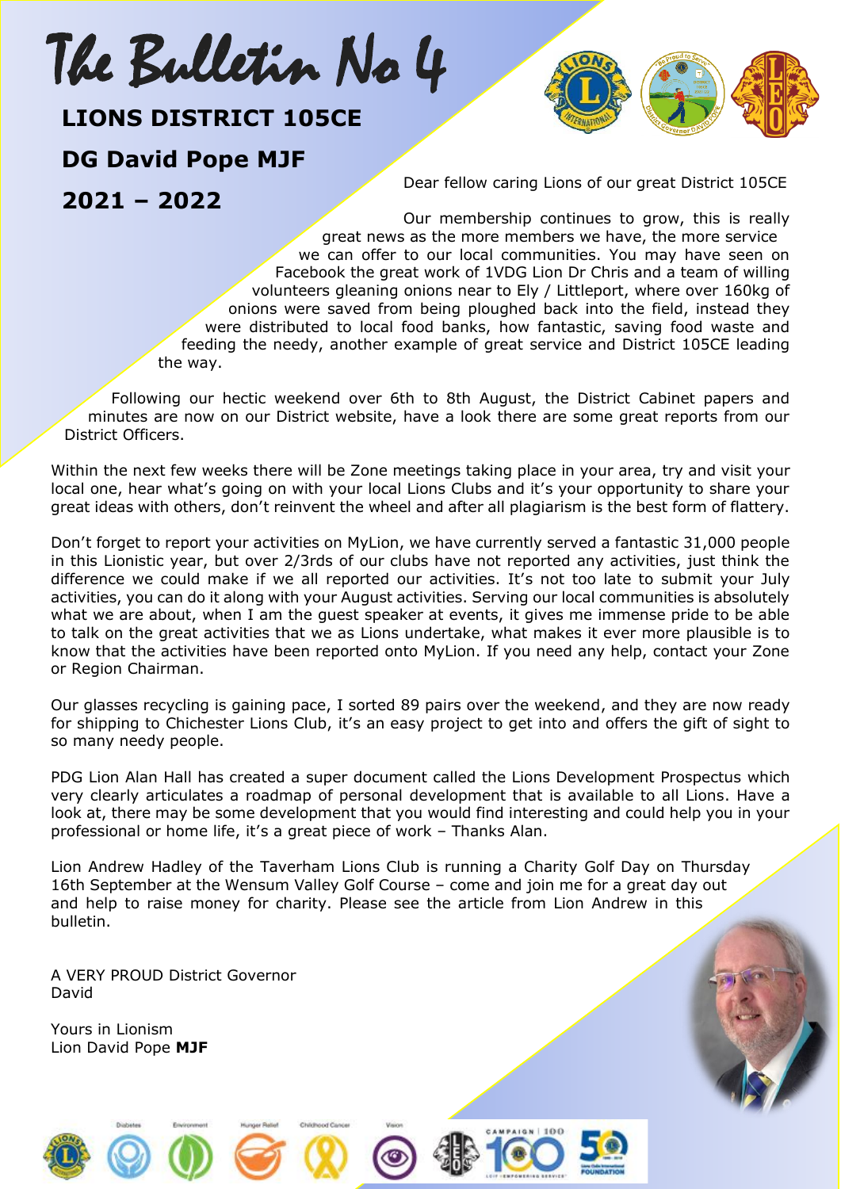# The Bulletin No 4

**LIONS DISTRICT 105CE**

**DG David Pope MJF**

**2021 – 2022**

Dear fellow caring Lions of our great District 105CE

Our membership continues to grow, this is really great news as the more members we have, the more service we can offer to our local communities. You may have seen on Facebook the great work of 1VDG Lion Dr Chris and a team of willing volunteers gleaning onions near to Ely / Littleport, where over 160kg of onions were saved from being ploughed back into the field, instead they were distributed to local food banks, how fantastic, saving food waste and feeding the needy, another example of great service and District 105CE leading the way.

Following our hectic weekend over 6th to 8th August, the District Cabinet papers and minutes are now on our District website, have a look there are some great reports from our District Officers.

Within the next few weeks there will be Zone meetings taking place in your area, try and visit your local one, hear what's going on with your local Lions Clubs and it's your opportunity to share your great ideas with others, don't reinvent the wheel and after all plagiarism is the best form of flattery.

Don't forget to report your activities on MyLion, we have currently served a fantastic 31,000 people in this Lionistic year, but over 2/3rds of our clubs have not reported any activities, just think the difference we could make if we all reported our activities. It's not too late to submit your July activities, you can do it along with your August activities. Serving our local communities is absolutely what we are about, when I am the guest speaker at events, it gives me immense pride to be able to talk on the great activities that we as Lions undertake, what makes it ever more plausible is to know that the activities have been reported onto MyLion. If you need any help, contact your Zone or Region Chairman.

Our glasses recycling is gaining pace, I sorted 89 pairs over the weekend, and they are now ready for shipping to Chichester Lions Club, it's an easy project to get into and offers the gift of sight to so many needy people.

PDG Lion Alan Hall has created a super document called the Lions Development Prospectus which very clearly articulates a roadmap of personal development that is available to all Lions. Have a look at, there may be some development that you would find interesting and could help you in your professional or home life, it's a great piece of work – Thanks Alan.

Lion Andrew Hadley of the Taverham Lions Club is running a Charity Golf Day on Thursday 16th September at the Wensum Valley Golf Course – come and join me for a great day out and help to raise money for charity. Please see the article from Lion Andrew in this bulletin.

A VERY PROUD District Governor
David

Yours in Lionism
Lion David Pope **MJF**

Diabetes Environment Hunger Relief Childhood Cancer Vision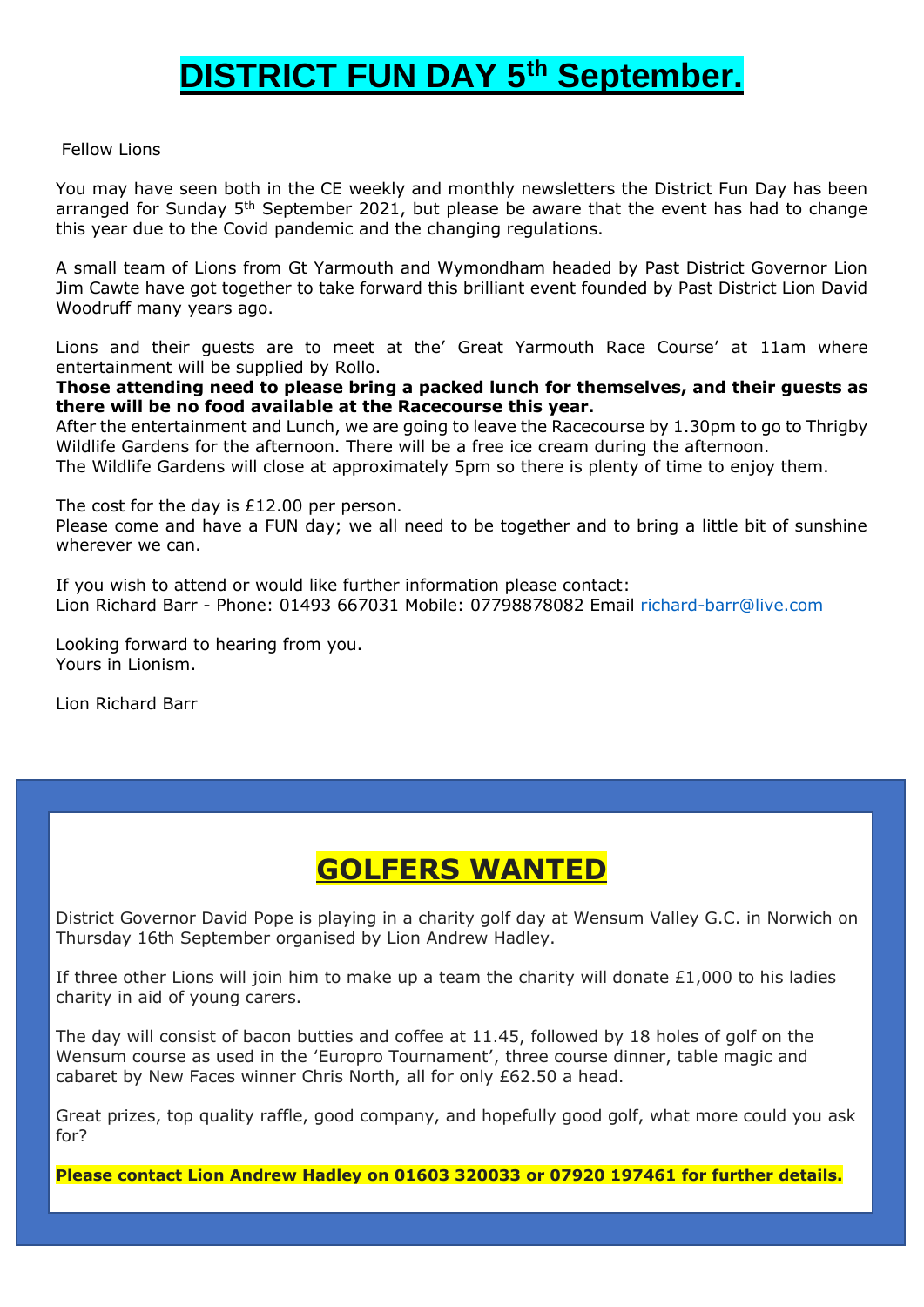# DISTRICT FUN DAY 5th September.

Fellow Lions

You may have seen both in the CE weekly and monthly newsletters the District Fun Day has been arranged for Sunday 5th September 2021, but please be aware that the event has had to change this year due to the Covid pandemic and the changing regulations.

A small team of Lions from Gt Yarmouth and Wymondham headed by Past District Governor Lion Jim Cawte have got together to take forward this brilliant event founded by Past District Lion David Woodruff many years ago.

Lions and their guests are to meet at the' Great Yarmouth Race Course' at 11am where entertainment will be supplied by Rollo.

**Those attending need to please bring a packed lunch for themselves, and their guests as there will be no food available at the Racecourse this year.**

After the entertainment and Lunch, we are going to leave the Racecourse by 1.30pm to go to Thrigby Wildlife Gardens for the afternoon. There will be a free ice cream during the afternoon.

The Wildlife Gardens will close at approximately 5pm so there is plenty of time to enjoy them.

The cost for the day is £12.00 per person.

Please come and have a FUN day; we all need to be together and to bring a little bit of sunshine wherever we can.

If you wish to attend or would like further information please contact:
Lion Richard Barr - Phone: 01493 667031 Mobile: 07798878082 Email richard-barr@live.com

Looking forward to hearing from you.
Yours in Lionism.

Lion Richard Barr

## GOLFERS WANTED

District Governor David Pope is playing in a charity golf day at Wensum Valley G.C. in Norwich on Thursday 16th September organised by Lion Andrew Hadley.

If three other Lions will join him to make up a team the charity will donate £1,000 to his ladies charity in aid of young carers.

The day will consist of bacon butties and coffee at 11.45, followed by 18 holes of golf on the Wensum course as used in the 'Europro Tournament', three course dinner, table magic and cabaret by New Faces winner Chris North, all for only £62.50 a head.

Great prizes, top quality raffle, good company, and hopefully good golf, what more could you ask for?

**Please contact Lion Andrew Hadley on 01603 320033 or 07920 197461 for further details.**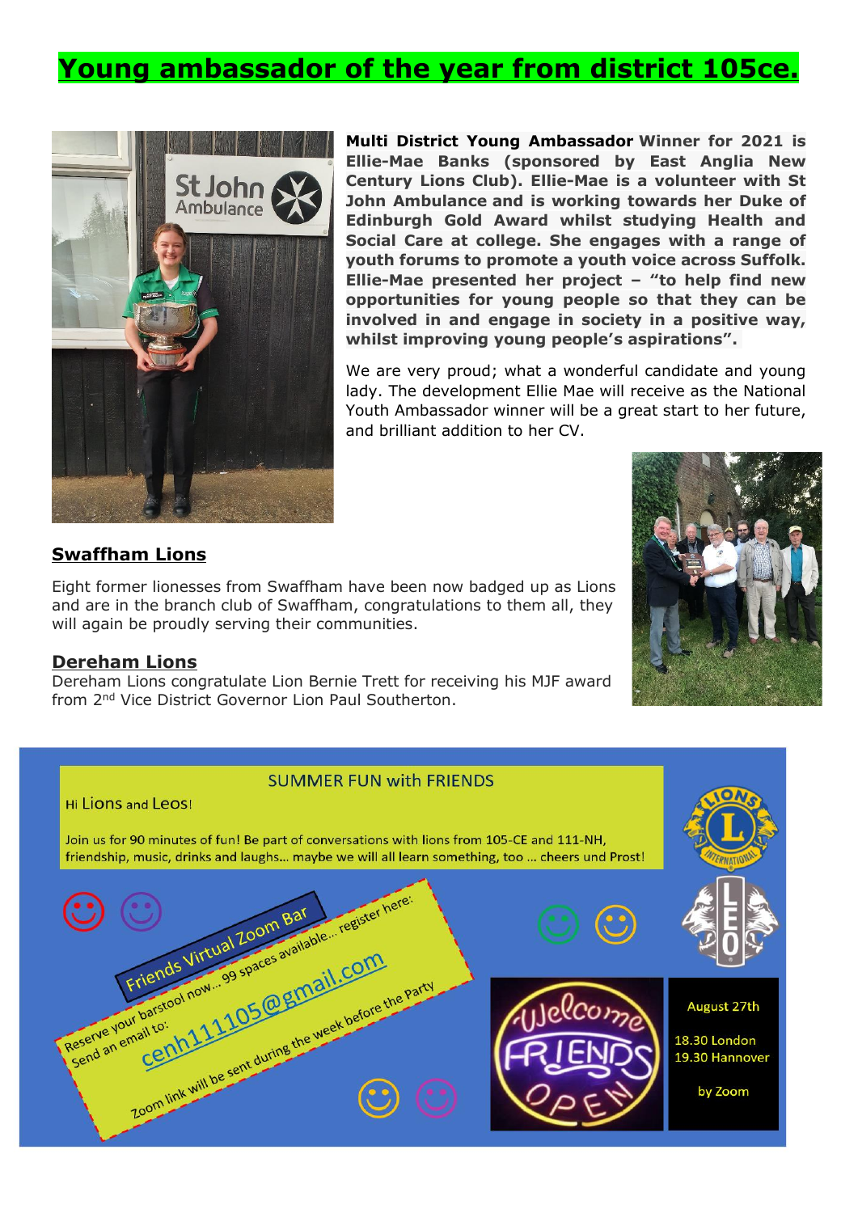# Young ambassador of the year from district 105ce.

**Multi District Young Ambassador Winner for 2021 is Ellie-Mae Banks (sponsored by East Anglia New Century Lions Club). Ellie-Mae is a volunteer with St John Ambulance and is working towards her Duke of Edinburgh Gold Award whilst studying Health and Social Care at college. She engages with a range of youth forums to promote a youth voice across Suffolk. Ellie-Mae presented her project – "to help find new opportunities for young people so that they can be involved in and engage in society in a positive way, whilst improving young people's aspirations".**

We are very proud; what a wonderful candidate and young lady. The development Ellie Mae will receive as the National Youth Ambassador winner will be a great start to her future, and brilliant addition to her CV.

## Swaffham Lions

Eight former lionesses from Swaffham have been now badged up as Lions and are in the branch club of Swaffham, congratulations to them all, they will again be proudly serving their communities.

## Dereham Lions

Dereham Lions congratulate Lion Bernie Trett for receiving his MJF award from 2nd Vice District Governor Lion Paul Southerton.

SUMMER FUN with FRIENDS

Hi Lions and Leos!

Join us for 90 minutes of fun! Be part of conversations with lions from 105-CE and 111-NH, friendship, music, drinks and laughs... maybe we will all learn something, too ... cheers und Prost!

Friends Virtual Zoom Bar

Reserve your barstool now... 99 spaces available... register here:

Send an email to: cenh111105@gmail.com

Zoom link will be sent during the week before the Party

August 27th

18.30 London
19.30 Hannover

by Zoom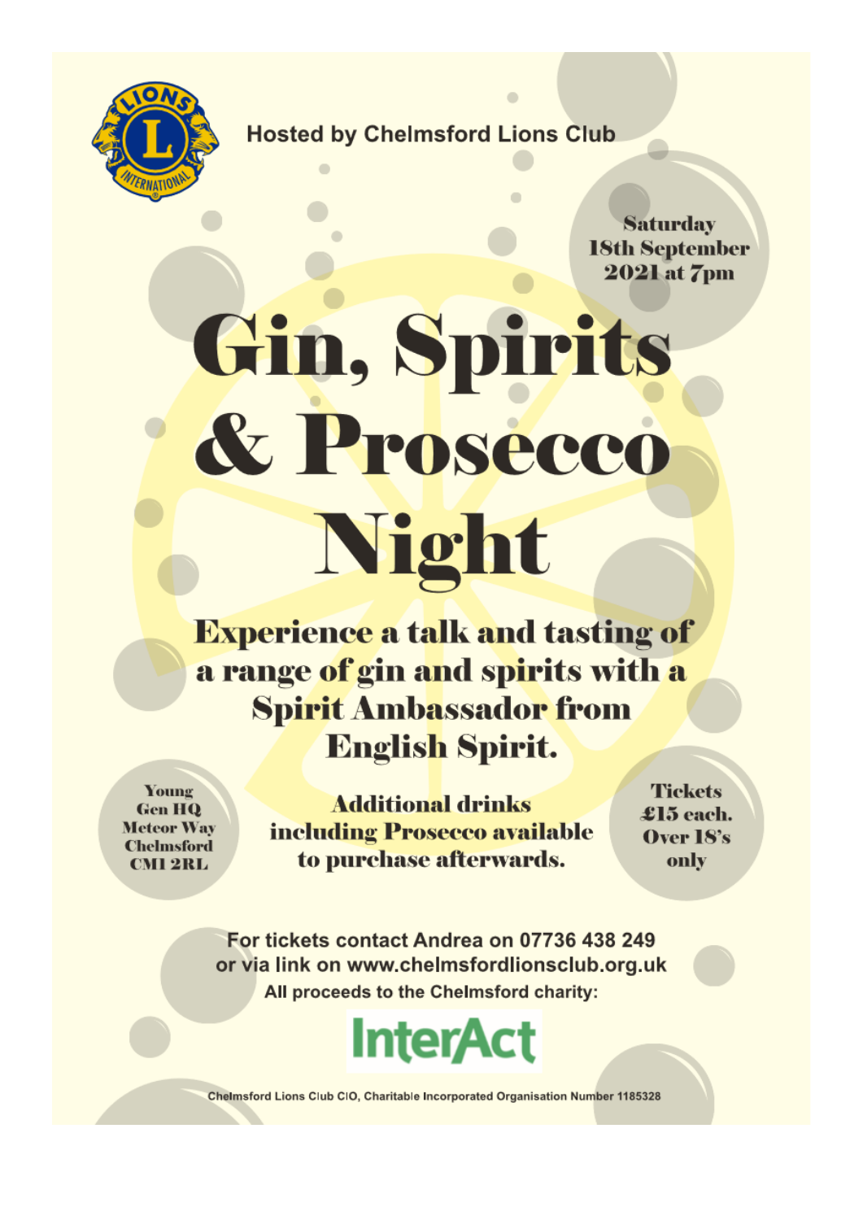Hosted by Chelmsford Lions Club

**Saturday 18th September 2021 at 7pm**

# Gin, Spirits & Prosecco Night

## Experience a talk and tasting of a range of gin and spirits with a Spirit Ambassador from English Spirit.

**Young Gen HQ**
**Meteor Way**
**Chelmsford**
**CM1 2RL**

**Additional drinks including Prosecco available to purchase afterwards.**

**Tickets £15 each. Over 18's only**

For tickets contact Andrea on 07736 438 249
or via link on www.chelmsfordlionsclub.org.uk

All proceeds to the Chelmsford charity:

InterAct

Chelmsford Lions Club CIO, Charitable Incorporated Organisation Number 1185328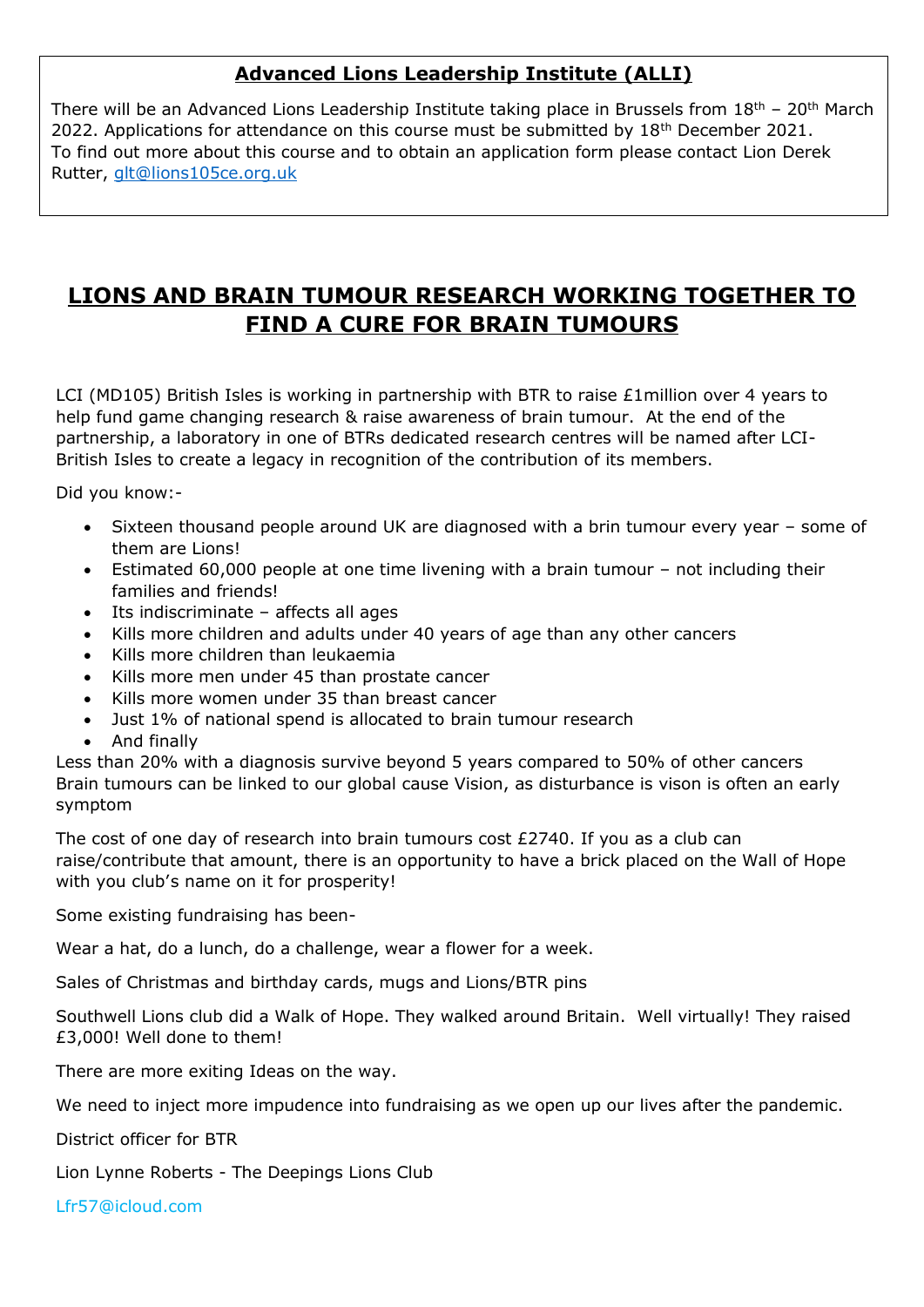## Advanced Lions Leadership Institute (ALLI)

There will be an Advanced Lions Leadership Institute taking place in Brussels from 18th – 20th March 2022. Applications for attendance on this course must be submitted by 18th December 2021. To find out more about this course and to obtain an application form please contact Lion Derek Rutter, glt@lions105ce.org.uk

# LIONS AND BRAIN TUMOUR RESEARCH WORKING TOGETHER TO FIND A CURE FOR BRAIN TUMOURS

LCI (MD105) British Isles is working in partnership with BTR to raise £1million over 4 years to help fund game changing research & raise awareness of brain tumour. At the end of the partnership, a laboratory in one of BTRs dedicated research centres will be named after LCI-British Isles to create a legacy in recognition of the contribution of its members.

Did you know:-

- Sixteen thousand people around UK are diagnosed with a brin tumour every year – some of them are Lions!
- Estimated 60,000 people at one time livening with a brain tumour – not including their families and friends!
- Its indiscriminate – affects all ages
- Kills more children and adults under 40 years of age than any other cancers
- Kills more children than leukaemia
- Kills more men under 45 than prostate cancer
- Kills more women under 35 than breast cancer
- Just 1% of national spend is allocated to brain tumour research
- And finally

Less than 20% with a diagnosis survive beyond 5 years compared to 50% of other cancers
Brain tumours can be linked to our global cause Vision, as disturbance is vison is often an early symptom

The cost of one day of research into brain tumours cost £2740. If you as a club can raise/contribute that amount, there is an opportunity to have a brick placed on the Wall of Hope with you club's name on it for prosperity!

Some existing fundraising has been-

Wear a hat, do a lunch, do a challenge, wear a flower for a week.

Sales of Christmas and birthday cards, mugs and Lions/BTR pins

Southwell Lions club did a Walk of Hope. They walked around Britain. Well virtually! They raised £3,000! Well done to them!

There are more exiting Ideas on the way.

We need to inject more impudence into fundraising as we open up our lives after the pandemic.

District officer for BTR

Lion Lynne Roberts - The Deepings Lions Club

Lfr57@icloud.com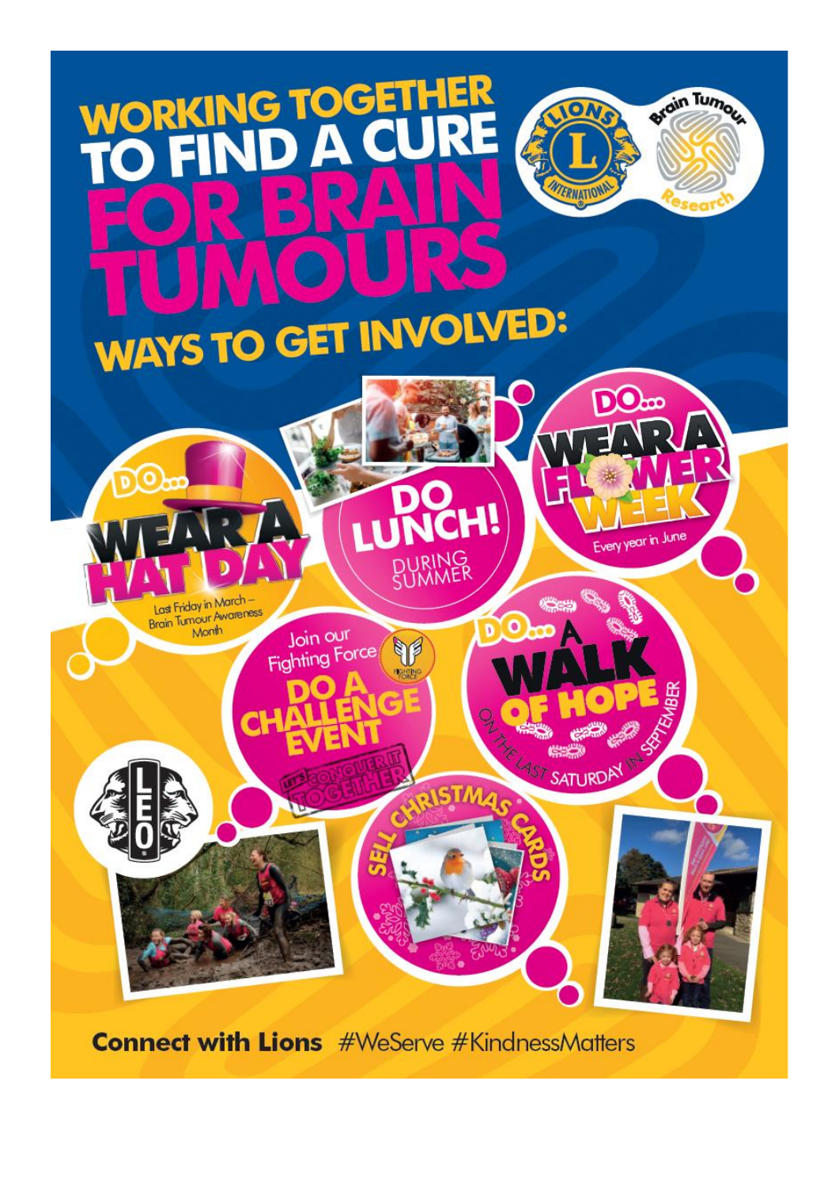# WORKING TOGETHER TO FIND A CURE FOR BRAIN TUMOURS

## WAYS TO GET INVOLVED:

- **DO... WEAR A HAT DAY** – Last Friday in March – Brain Tumour Awareness Month
- **DO LUNCH!** DURING SUMMER
- **DO... WEAR A FLOWER WEEK** – Every year in June
- Join our Fighting Force – **DO A CHALLENGE EVENT** – LET'S CONQUER IT TOGETHER
- **DO... A WALK OF HOPE** – ON THE LAST SATURDAY IN SEPTEMBER
- **SELL CHRISTMAS CARDS**

**Connect with Lions** #WeServe #KindnessMatters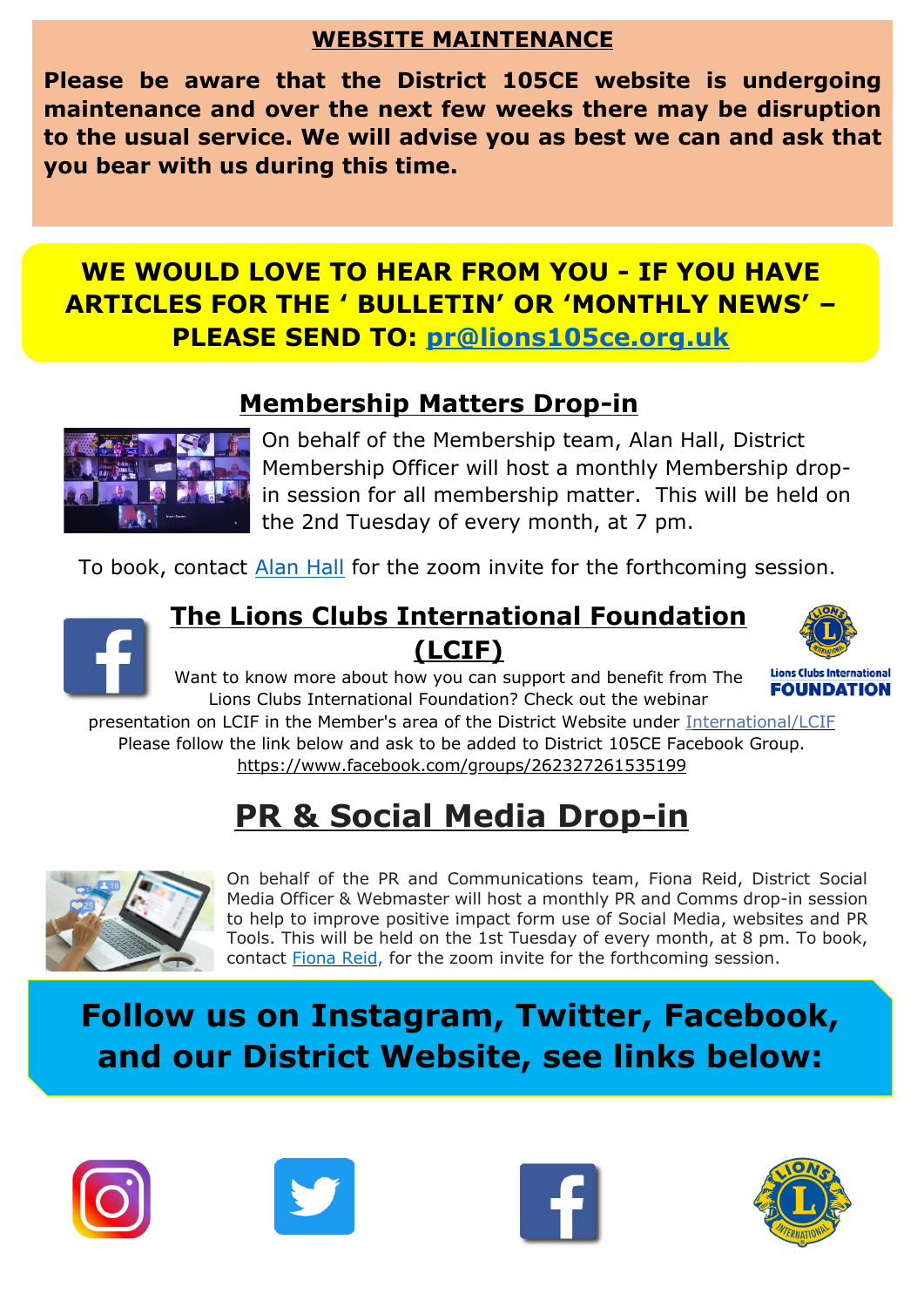## WEBSITE MAINTENANCE

**Please be aware that the District 105CE website is undergoing maintenance and over the next few weeks there may be disruption to the usual service. We will advise you as best we can and ask that you bear with us during this time.**

**WE WOULD LOVE TO HEAR FROM YOU - IF YOU HAVE ARTICLES FOR THE ' BULLETIN' OR 'MONTHLY NEWS' – PLEASE SEND TO: pr@lions105ce.org.uk**

## Membership Matters Drop-in

On behalf of the Membership team, Alan Hall, District Membership Officer will host a monthly Membership drop-in session for all membership matter. This will be held on the 2nd Tuesday of every month, at 7 pm.

To book, contact Alan Hall for the zoom invite for the forthcoming session.

## The Lions Clubs International Foundation (LCIF)

Lions Clubs International FOUNDATION

Want to know more about how you can support and benefit from The Lions Clubs International Foundation? Check out the webinar presentation on LCIF in the Member's area of the District Website under International/LCIF

Please follow the link below and ask to be added to District 105CE Facebook Group.
https://www.facebook.com/groups/262327261535199

## PR & Social Media Drop-in

On behalf of the PR and Communications team, Fiona Reid, District Social Media Officer & Webmaster will host a monthly PR and Comms drop-in session to help to improve positive impact form use of Social Media, websites and PR Tools. This will be held on the 1st Tuesday of every month, at 8 pm. To book, contact Fiona Reid, for the zoom invite for the forthcoming session.

**Follow us on Instagram, Twitter, Facebook, and our District Website, see links below:**